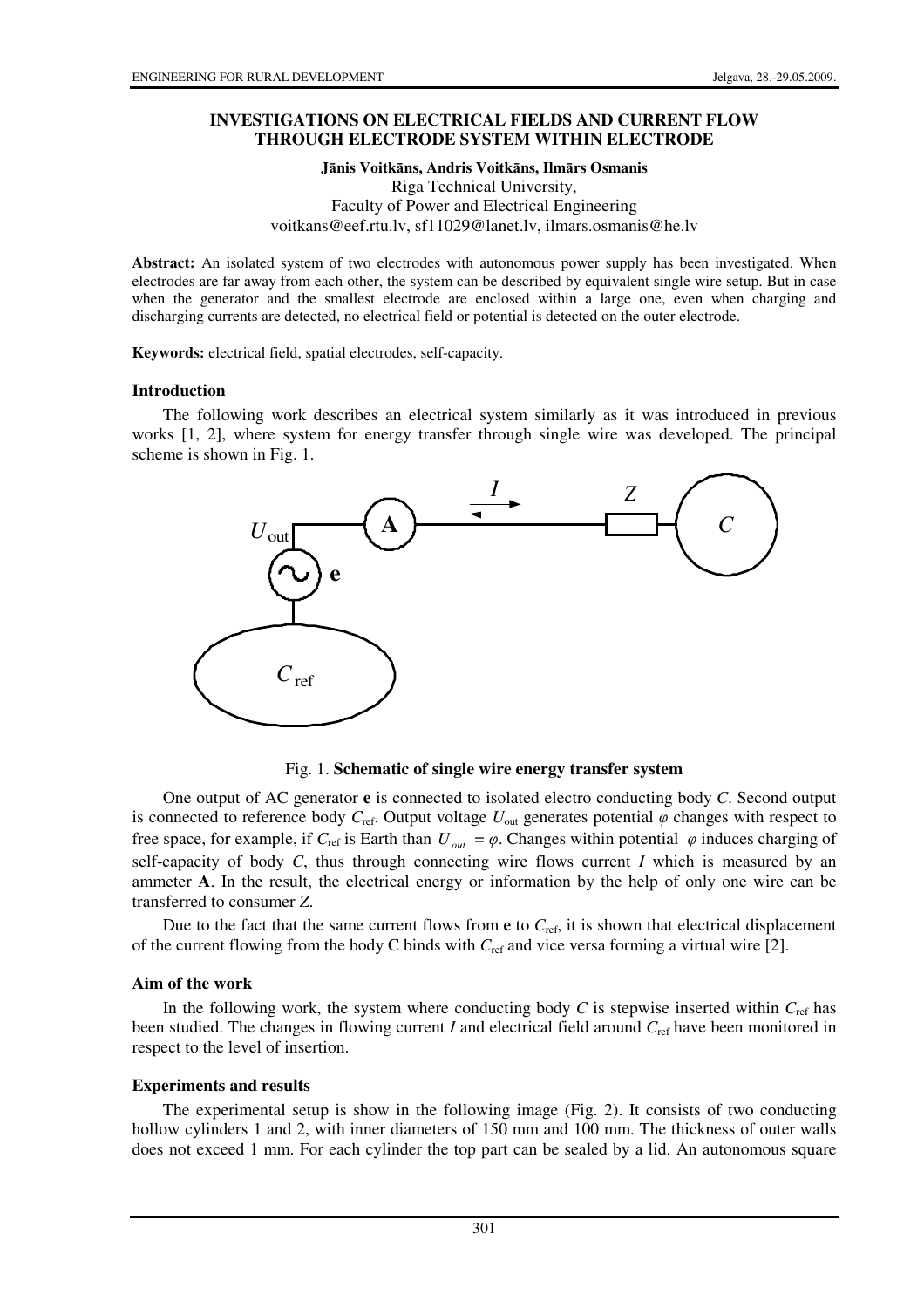# INVESTIGATIONS ON ELECTRICAL FIELDS AND CURRENT FLOW THROUGH ELECTRODE SYSTEM WITHIN ELECTRODE

**Jānis Voitkāns, Andris Voitkāns, Ilmārs Osmanis**
Riga Technical University,
Faculty of Power and Electrical Engineering
voitkans@eef.rtu.lv, sf11029@lanet.lv, ilmars.osmanis@he.lv

**Abstract:** An isolated system of two electrodes with autonomous power supply has been investigated. When electrodes are far away from each other, the system can be described by equivalent single wire setup. But in case when the generator and the smallest electrode are enclosed within a large one, even when charging and discharging currents are detected, no electrical field or potential is detected on the outer electrode.

**Keywords:** electrical field, spatial electrodes, self-capacity.

## Introduction

The following work describes an electrical system similarly as it was introduced in previous works [1, 2], where system for energy transfer through single wire was developed. The principal scheme is shown in Fig. 1.

Fig. 1. **Schematic of single wire energy transfer system**

One output of AC generator **e** is connected to isolated electro conducting body *C*. Second output is connected to reference body $C_{\text{ref}}$. Output voltage $U_{\text{out}}$ generates potential $\varphi$ changes with respect to free space, for example, if $C_{\text{ref}}$ is Earth than $U_{out} = \varphi$. Changes within potential $\varphi$ induces charging of self-capacity of body *C*, thus through connecting wire flows current *I* which is measured by an ammeter **A**. In the result, the electrical energy or information by the help of only one wire can be transferred to consumer *Z*.

Due to the fact that the same current flows from **e** to $C_{\text{ref}}$, it is shown that electrical displacement of the current flowing from the body C binds with $C_{\text{ref}}$ and vice versa forming a virtual wire [2].

## Aim of the work

In the following work, the system where conducting body *C* is stepwise inserted within $C_{\text{ref}}$ has been studied. The changes in flowing current *I* and electrical field around $C_{\text{ref}}$ have been monitored in respect to the level of insertion.

## Experiments and results

The experimental setup is show in the following image (Fig. 2). It consists of two conducting hollow cylinders 1 and 2, with inner diameters of 150 mm and 100 mm. The thickness of outer walls does not exceed 1 mm. For each cylinder the top part can be sealed by a lid. An autonomous square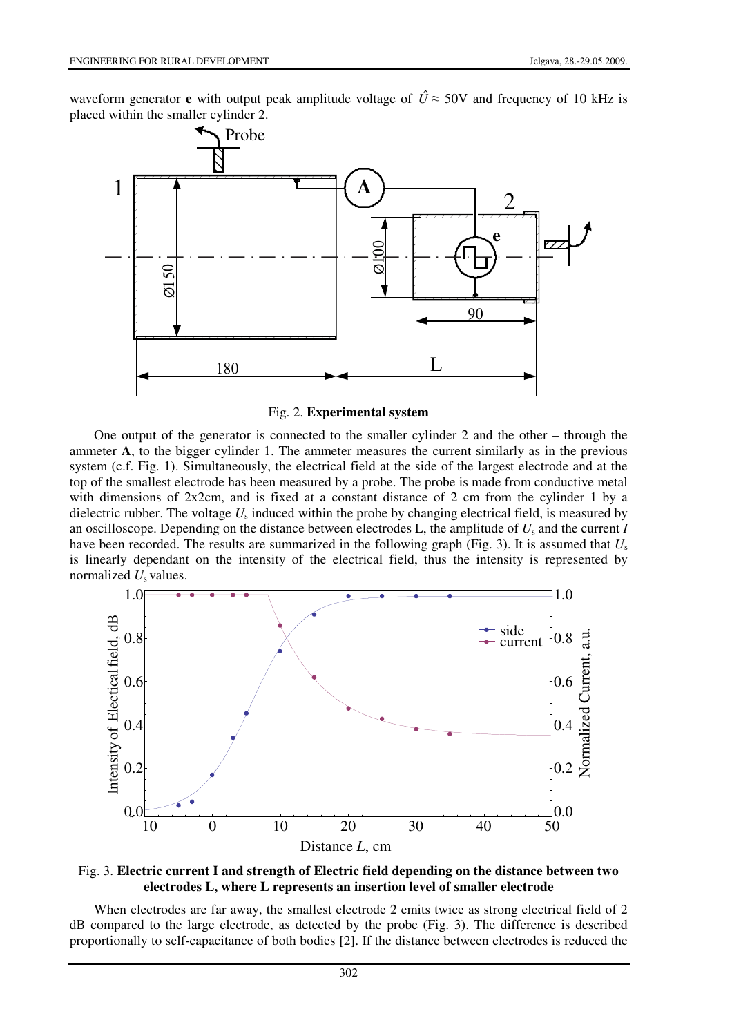waveform generator **e** with output peak amplitude voltage of $\hat{U} \approx 50$V and frequency of 10 kHz is placed within the smaller cylinder 2.

Fig. 2. **Experimental system**

One output of the generator is connected to the smaller cylinder 2 and the other – through the ammeter **A**, to the bigger cylinder 1. The ammeter measures the current similarly as in the previous system (c.f. Fig. 1). Simultaneously, the electrical field at the side of the largest electrode and at the top of the smallest electrode has been measured by a probe. The probe is made from conductive metal with dimensions of 2x2cm, and is fixed at a constant distance of 2 cm from the cylinder 1 by a dielectric rubber. The voltage $U_s$ induced within the probe by changing electrical field, is measured by an oscilloscope. Depending on the distance between electrodes L, the amplitude of $U_s$ and the current $I$ have been recorded. The results are summarized in the following graph (Fig. 3). It is assumed that $U_s$ is linearly dependant on the intensity of the electrical field, thus the intensity is represented by normalized $U_s$ values.

Fig. 3. **Electric current I and strength of Electric field depending on the distance between two electrodes L, where L represents an insertion level of smaller electrode**

When electrodes are far away, the smallest electrode 2 emits twice as strong electrical field of 2 dB compared to the large electrode, as detected by the probe (Fig. 3). The difference is described proportionally to self-capacitance of both bodies [2]. If the distance between electrodes is reduced the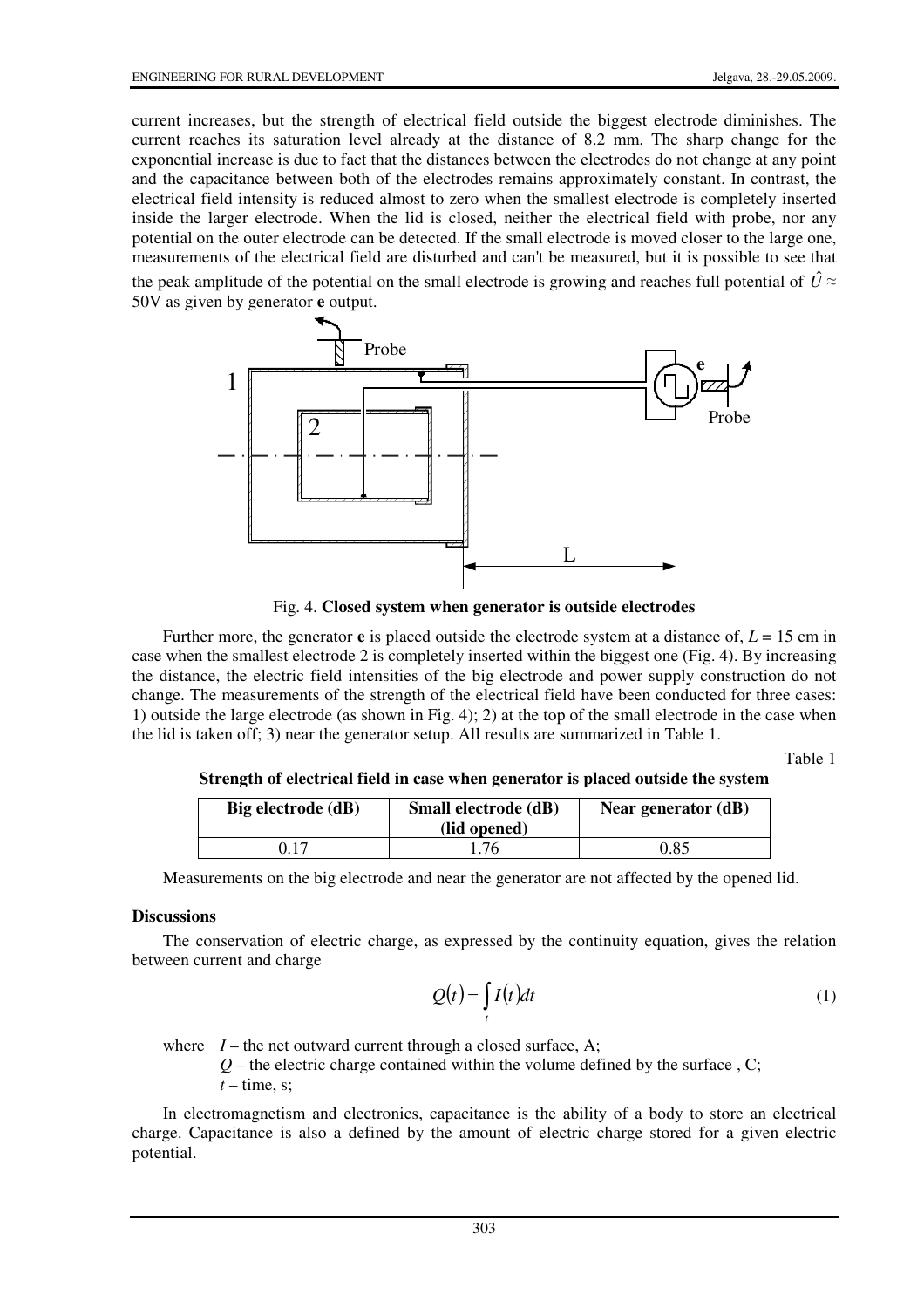current increases, but the strength of electrical field outside the biggest electrode diminishes. The current reaches its saturation level already at the distance of 8.2 mm. The sharp change for the exponential increase is due to fact that the distances between the electrodes do not change at any point and the capacitance between both of the electrodes remains approximately constant. In contrast, the electrical field intensity is reduced almost to zero when the smallest electrode is completely inserted inside the larger electrode. When the lid is closed, neither the electrical field with probe, nor any potential on the outer electrode can be detected. If the small electrode is moved closer to the large one, measurements of the electrical field are disturbed and can't be measured, but it is possible to see that the peak amplitude of the potential on the small electrode is growing and reaches full potential of $\hat{U} \approx$ 50V as given by generator **e** output.

Fig. 4. **Closed system when generator is outside electrodes**

Further more, the generator **e** is placed outside the electrode system at a distance of, $L$ = 15 cm in case when the smallest electrode 2 is completely inserted within the biggest one (Fig. 4). By increasing the distance, the electric field intensities of the big electrode and power supply construction do not change. The measurements of the strength of the electrical field have been conducted for three cases: 1) outside the large electrode (as shown in Fig. 4); 2) at the top of the small electrode in the case when the lid is taken off; 3) near the generator setup. All results are summarized in Table 1.

Table 1

**Strength of electrical field in case when generator is placed outside the system**

| Big electrode (dB) | Small electrode (dB) (lid opened) | Near generator (dB) |
|---|---|---|
| 0.17 | 1.76 | 0.85 |

Measurements on the big electrode and near the generator are not affected by the opened lid.

**Discussions**

The conservation of electric charge, as expressed by the continuity equation, gives the relation between current and charge

$$Q(t) = \int_t I(t)dt \tag{1}$$

where $I$ – the net outward current through a closed surface, A;
$Q$ – the electric charge contained within the volume defined by the surface , C;
$t$ – time, s;

In electromagnetism and electronics, capacitance is the ability of a body to store an electrical charge. Capacitance is also a defined by the amount of electric charge stored for a given electric potential.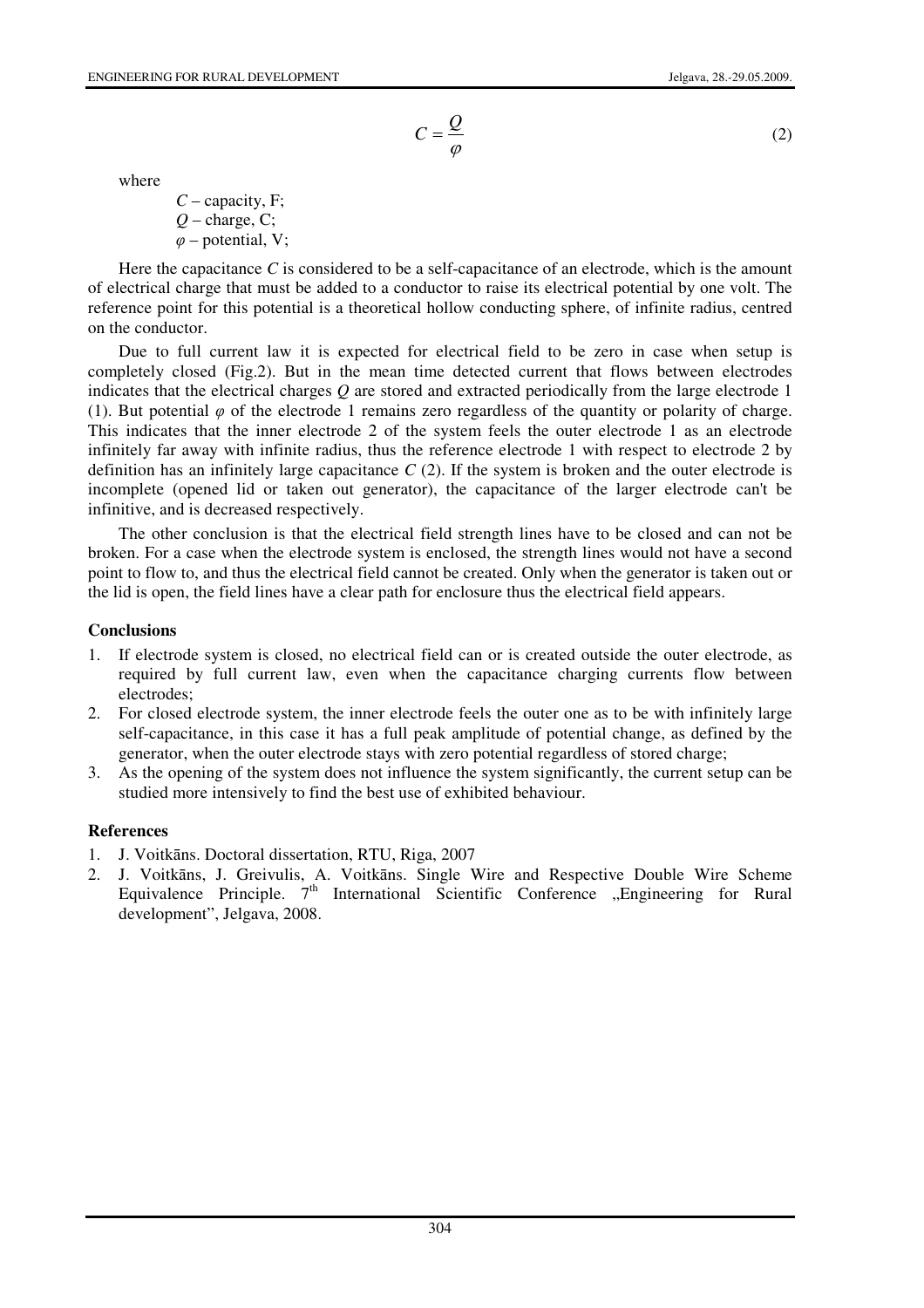$$C = \frac{Q}{\varphi} \tag{2}$$

where

$C$ – capacity, F;
$Q$ – charge, C;
$\varphi$ – potential, V;

Here the capacitance $C$ is considered to be a self-capacitance of an electrode, which is the amount of electrical charge that must be added to a conductor to raise its electrical potential by one volt. The reference point for this potential is a theoretical hollow conducting sphere, of infinite radius, centred on the conductor.

Due to full current law it is expected for electrical field to be zero in case when setup is completely closed (Fig.2). But in the mean time detected current that flows between electrodes indicates that the electrical charges $Q$ are stored and extracted periodically from the large electrode 1 (1). But potential $\varphi$ of the electrode 1 remains zero regardless of the quantity or polarity of charge. This indicates that the inner electrode 2 of the system feels the outer electrode 1 as an electrode infinitely far away with infinite radius, thus the reference electrode 1 with respect to electrode 2 by definition has an infinitely large capacitance $C$ (2). If the system is broken and the outer electrode is incomplete (opened lid or taken out generator), the capacitance of the larger electrode can't be infinitive, and is decreased respectively.

The other conclusion is that the electrical field strength lines have to be closed and can not be broken. For a case when the electrode system is enclosed, the strength lines would not have a second point to flow to, and thus the electrical field cannot be created. Only when the generator is taken out or the lid is open, the field lines have a clear path for enclosure thus the electrical field appears.

### Conclusions

1. If electrode system is closed, no electrical field can or is created outside the outer electrode, as required by full current law, even when the capacitance charging currents flow between electrodes;
2. For closed electrode system, the inner electrode feels the outer one as to be with infinitely large self-capacitance, in this case it has a full peak amplitude of potential change, as defined by the generator, when the outer electrode stays with zero potential regardless of stored charge;
3. As the opening of the system does not influence the system significantly, the current setup can be studied more intensively to find the best use of exhibited behaviour.

### References

1. J. Voitkāns. Doctoral dissertation, RTU, Riga, 2007
2. J. Voitkāns, J. Greivulis, A. Voitkāns. Single Wire and Respective Double Wire Scheme Equivalence Principle. 7th International Scientific Conference „Engineering for Rural development", Jelgava, 2008.